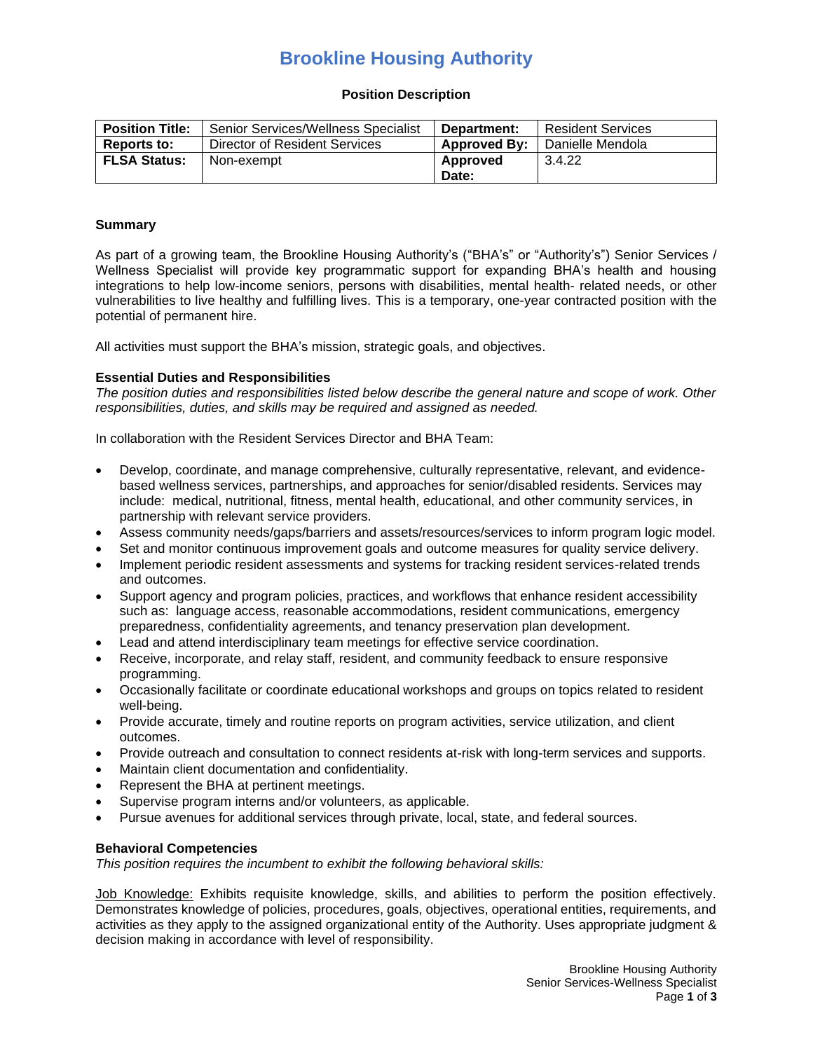# Brookline Housing Authority

**Position Description**

| **Position Title:** | Senior Services/Wellness Specialist | **Department:** | Resident Services |
|---|---|---|---|
| **Reports to:** | Director of Resident Services | **Approved By:** | Danielle Mendola |
| **FLSA Status:** | Non-exempt | **Approved Date:** | 3.4.22 |

**Summary**

As part of a growing team, the Brookline Housing Authority's ("BHA's" or "Authority's") Senior Services / Wellness Specialist will provide key programmatic support for expanding BHA's health and housing integrations to help low-income seniors, persons with disabilities, mental health- related needs, or other vulnerabilities to live healthy and fulfilling lives. This is a temporary, one-year contracted position with the potential of permanent hire.

All activities must support the BHA's mission, strategic goals, and objectives.

**Essential Duties and Responsibilities**

*The position duties and responsibilities listed below describe the general nature and scope of work. Other responsibilities, duties, and skills may be required and assigned as needed.*

In collaboration with the Resident Services Director and BHA Team:

- Develop, coordinate, and manage comprehensive, culturally representative, relevant, and evidence-based wellness services, partnerships, and approaches for senior/disabled residents. Services may include: medical, nutritional, fitness, mental health, educational, and other community services, in partnership with relevant service providers.
- Assess community needs/gaps/barriers and assets/resources/services to inform program logic model.
- Set and monitor continuous improvement goals and outcome measures for quality service delivery.
- Implement periodic resident assessments and systems for tracking resident services-related trends and outcomes.
- Support agency and program policies, practices, and workflows that enhance resident accessibility such as: language access, reasonable accommodations, resident communications, emergency preparedness, confidentiality agreements, and tenancy preservation plan development.
- Lead and attend interdisciplinary team meetings for effective service coordination.
- Receive, incorporate, and relay staff, resident, and community feedback to ensure responsive programming.
- Occasionally facilitate or coordinate educational workshops and groups on topics related to resident well-being.
- Provide accurate, timely and routine reports on program activities, service utilization, and client outcomes.
- Provide outreach and consultation to connect residents at-risk with long-term services and supports.
- Maintain client documentation and confidentiality.
- Represent the BHA at pertinent meetings.
- Supervise program interns and/or volunteers, as applicable.
- Pursue avenues for additional services through private, local, state, and federal sources.

**Behavioral Competencies**

*This position requires the incumbent to exhibit the following behavioral skills:*

Job Knowledge: Exhibits requisite knowledge, skills, and abilities to perform the position effectively. Demonstrates knowledge of policies, procedures, goals, objectives, operational entities, requirements, and activities as they apply to the assigned organizational entity of the Authority. Uses appropriate judgment & decision making in accordance with level of responsibility.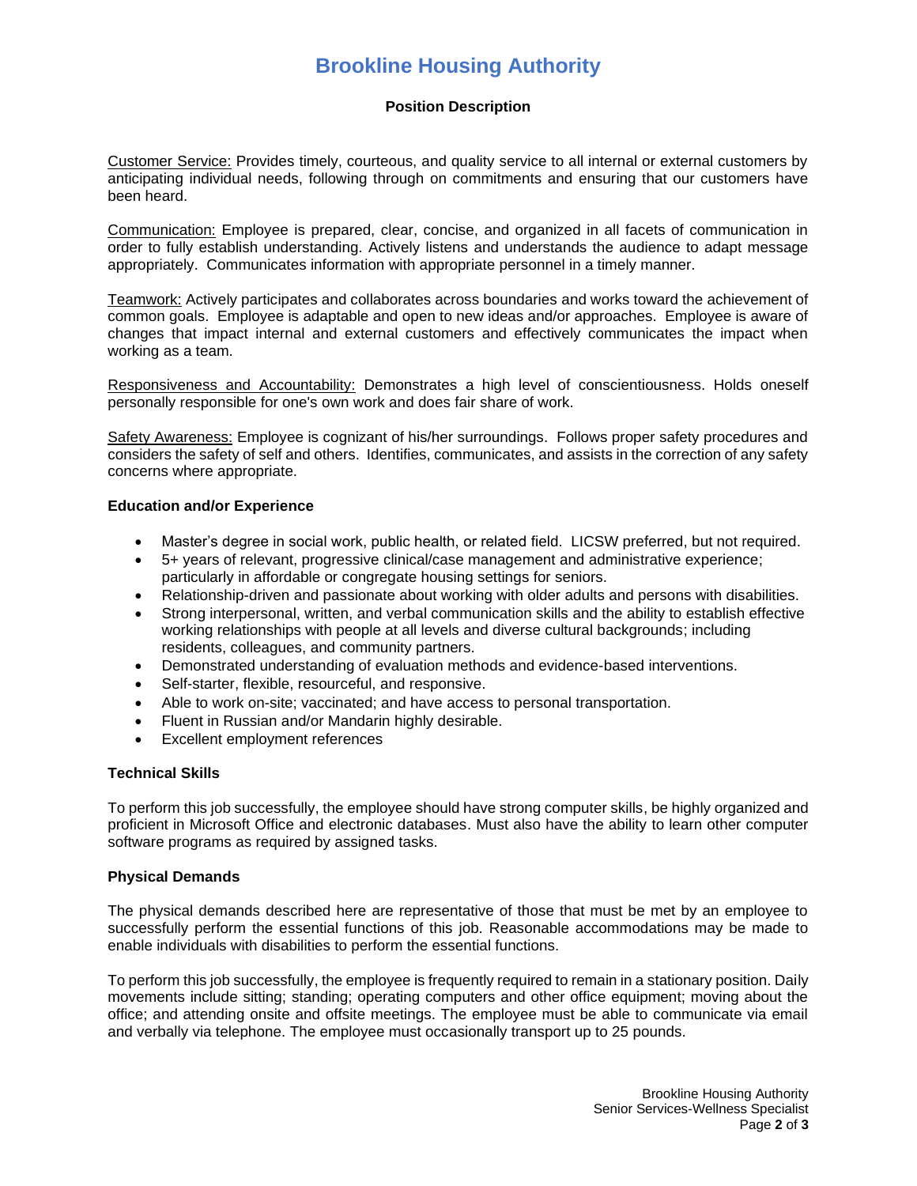# Brookline Housing Authority

**Position Description**

Customer Service: Provides timely, courteous, and quality service to all internal or external customers by anticipating individual needs, following through on commitments and ensuring that our customers have been heard.

Communication: Employee is prepared, clear, concise, and organized in all facets of communication in order to fully establish understanding. Actively listens and understands the audience to adapt message appropriately. Communicates information with appropriate personnel in a timely manner.

Teamwork: Actively participates and collaborates across boundaries and works toward the achievement of common goals. Employee is adaptable and open to new ideas and/or approaches. Employee is aware of changes that impact internal and external customers and effectively communicates the impact when working as a team.

Responsiveness and Accountability: Demonstrates a high level of conscientiousness. Holds oneself personally responsible for one's own work and does fair share of work.

Safety Awareness: Employee is cognizant of his/her surroundings. Follows proper safety procedures and considers the safety of self and others. Identifies, communicates, and assists in the correction of any safety concerns where appropriate.

**Education and/or Experience**

- Master's degree in social work, public health, or related field. LICSW preferred, but not required.
- 5+ years of relevant, progressive clinical/case management and administrative experience; particularly in affordable or congregate housing settings for seniors.
- Relationship-driven and passionate about working with older adults and persons with disabilities.
- Strong interpersonal, written, and verbal communication skills and the ability to establish effective working relationships with people at all levels and diverse cultural backgrounds; including residents, colleagues, and community partners.
- Demonstrated understanding of evaluation methods and evidence-based interventions.
- Self-starter, flexible, resourceful, and responsive.
- Able to work on-site; vaccinated; and have access to personal transportation.
- Fluent in Russian and/or Mandarin highly desirable.
- Excellent employment references

**Technical Skills**

To perform this job successfully, the employee should have strong computer skills, be highly organized and proficient in Microsoft Office and electronic databases. Must also have the ability to learn other computer software programs as required by assigned tasks.

**Physical Demands**

The physical demands described here are representative of those that must be met by an employee to successfully perform the essential functions of this job. Reasonable accommodations may be made to enable individuals with disabilities to perform the essential functions.

To perform this job successfully, the employee is frequently required to remain in a stationary position. Daily movements include sitting; standing; operating computers and other office equipment; moving about the office; and attending onsite and offsite meetings. The employee must be able to communicate via email and verbally via telephone. The employee must occasionally transport up to 25 pounds.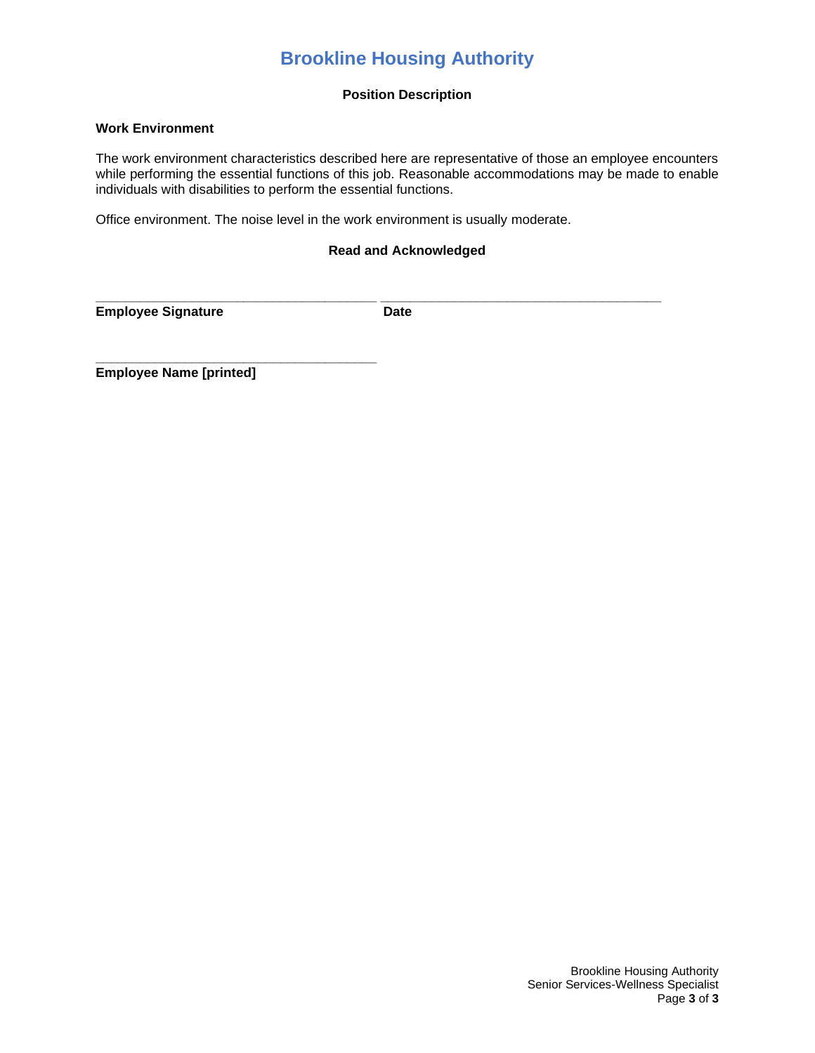# Brookline Housing Authority

**Position Description**

**Work Environment**

The work environment characteristics described here are representative of those an employee encounters while performing the essential functions of this job. Reasonable accommodations may be made to enable individuals with disabilities to perform the essential functions.

Office environment. The noise level in the work environment is usually moderate.

**Read and Acknowledged**

______________________________________ ______________________________________
**Employee Signature** **Date**

______________________________________
**Employee Name [printed]**